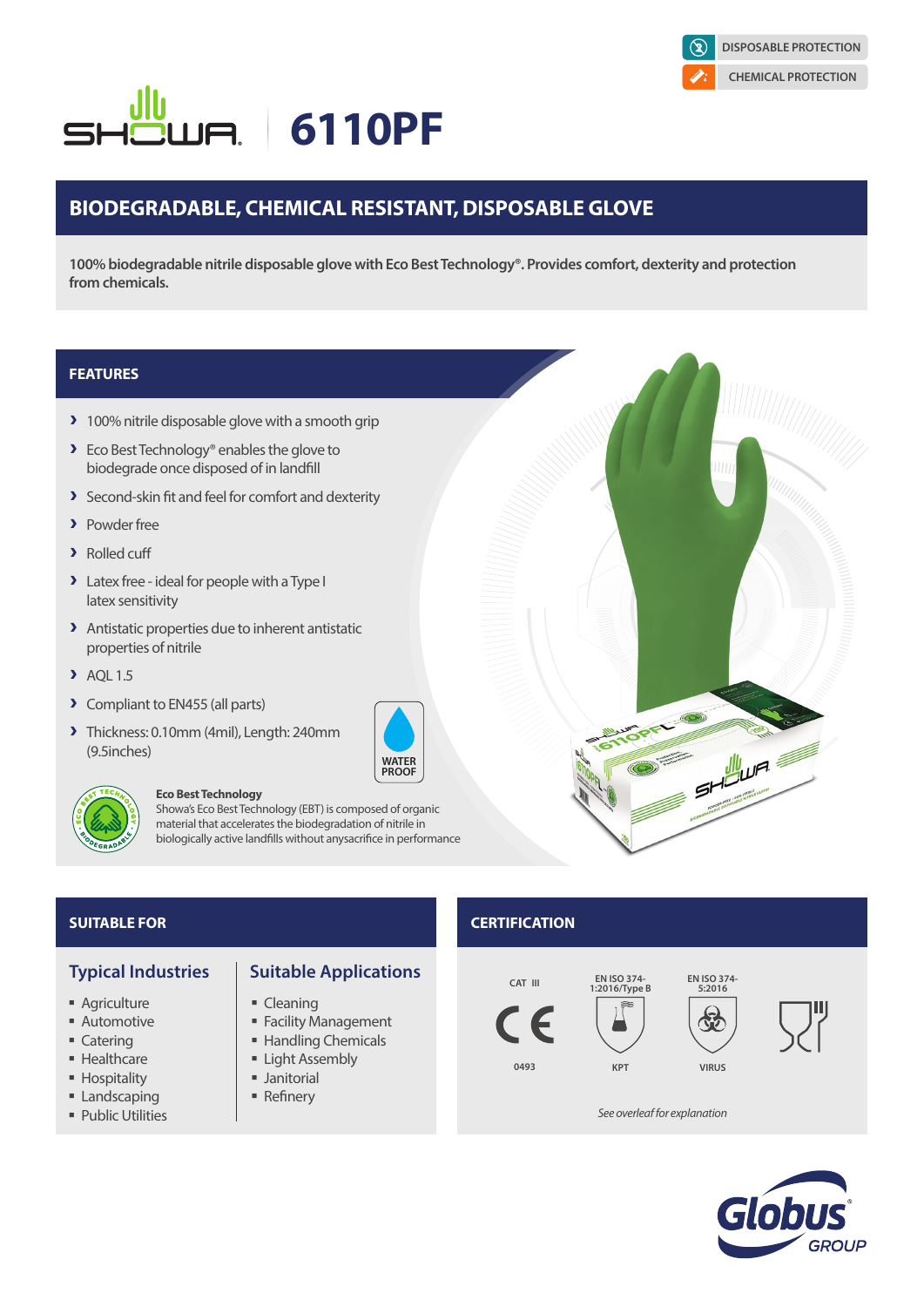DISPOSABLE PROTECTION

CHEMICAL PROTECTION

# SHOWA 6110PF

## BIODEGRADABLE, CHEMICAL RESISTANT, DISPOSABLE GLOVE

**100% biodegradable nitrile disposable glove with Eco Best Technology®. Provides comfort, dexterity and protection from chemicals.**

## FEATURES

- 100% nitrile disposable glove with a smooth grip
- Eco Best Technology® enables the glove to biodegrade once disposed of in landfill
- Second-skin fit and feel for comfort and dexterity
- Powder free
- Rolled cuff
- Latex free - ideal for people with a Type I latex sensitivity
- Antistatic properties due to inherent antistatic properties of nitrile
- AQL 1.5
- Compliant to EN455 (all parts)
- Thickness: 0.10mm (4mil), Length: 240mm (9.5inches)

WATER PROOF

**Eco Best Technology**
Showa's Eco Best Technology (EBT) is composed of organic material that accelerates the biodegradation of nitrile in biologically active landfills without anysacrifice in performance

## SUITABLE FOR

### Typical Industries

- Agriculture
- Automotive
- Catering
- Healthcare
- Hospitality
- Landscaping
- Public Utilities

### Suitable Applications

- Cleaning
- Facility Management
- Handling Chemicals
- Light Assembly
- Janitorial
- Refinery

## CERTIFICATION

CAT III — CE 0493

EN ISO 374-1:2016/Type B — KPT

EN ISO 374-5:2016 — VIRUS

*See overleaf for explanation*

Globus GROUP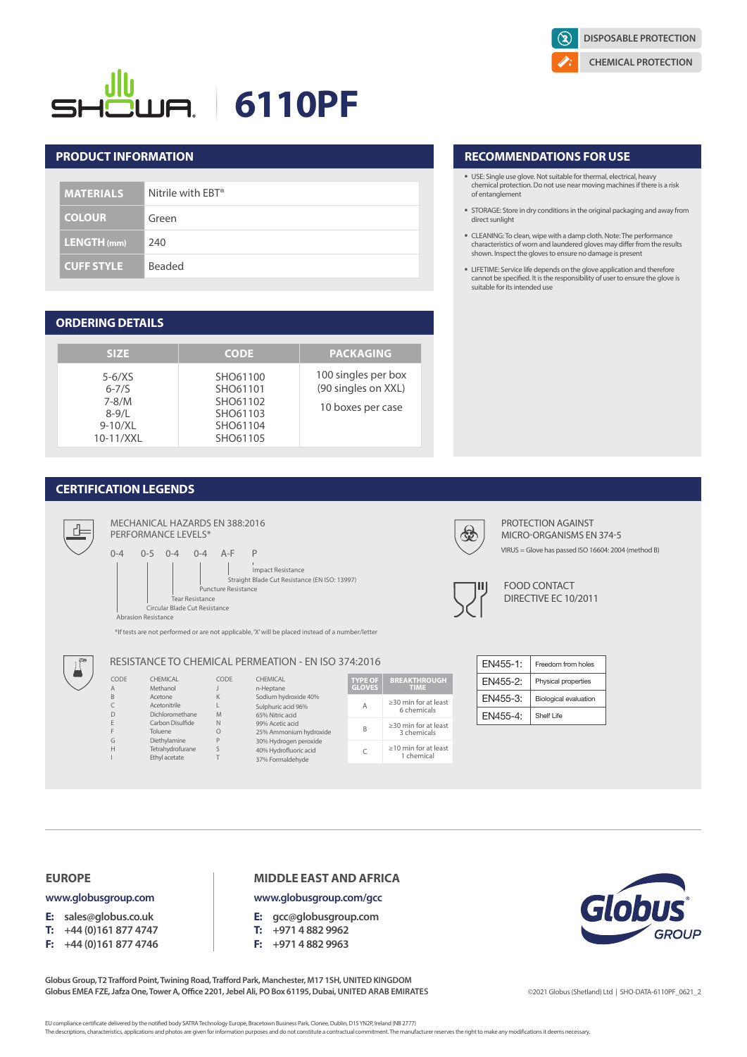DISPOSABLE PROTECTION

CHEMICAL PROTECTION

# SHOWA 6110PF

## PRODUCT INFORMATION

| | |
|---|---|
| MATERIALS | Nitrile with EBT® |
| COLOUR | Green |
| LENGTH (mm) | 240 |
| CUFF STYLE | Beaded |

## RECOMMENDATIONS FOR USE

- USE: Single use glove. Not suitable for thermal, electrical, heavy chemical protection. Do not use near moving machines if there is a risk of entanglement
- STORAGE: Store in dry conditions in the original packaging and away from direct sunlight
- CLEANING: To clean, wipe with a damp cloth. Note: The performance characteristics of worn and laundered gloves may differ from the results shown. Inspect the gloves to ensure no damage is present
- LIFETIME: Service life depends on the glove application and therefore cannot be specified. It is the responsibility of user to ensure the glove is suitable for its intended use

## ORDERING DETAILS

| SIZE | CODE | PACKAGING |
|---|---|---|
| 5-6/XS<br>6-7/S<br>7-8/M<br>8-9/L<br>9-10/XL<br>10-11/XXL | SHO61100<br>SHO61101<br>SHO61102<br>SHO61103<br>SHO61104<br>SHO61105 | 100 singles per box<br>(90 singles on XXL)<br>10 boxes per case |

## CERTIFICATION LEGENDS

MECHANICAL HAZARDS EN 388:2016
PERFORMANCE LEVELS*

0-4 0-5 0-4 0-4 A-F P

- Abrasion Resistance
- Circular Blade Cut Resistance
- Tear Resistance
- Puncture Resistance
- Straight Blade Cut Resistance (EN ISO: 13997)
- Impact Resistance

*If tests are not performed or are not applicable, 'X' will be placed instead of a number/letter

PROTECTION AGAINST MICRO-ORGANISMS EN 374-5

VIRUS = Glove has passed ISO 16604: 2004 (method B)

FOOD CONTACT DIRECTIVE EC 10/2011

RESISTANCE TO CHEMICAL PERMEATION - EN ISO 374:2016

| CODE | CHEMICAL | CODE | CHEMICAL |
|---|---|---|---|
| A | Methanol | J | n-Heptane |
| B | Acetone | K | Sodium hydroxide 40% |
| C | Acetonitrile | L | Sulphuric acid 96% |
| D | Dichloromethane | M | 65% Nitric acid |
| E | Carbon Disulfide | N | 99% Acetic acid |
| F | Toluene | O | 25% Ammonium hydroxide |
| G | Diethylamine | P | 30% Hydrogen peroxide |
| H | Tetrahydrofurane | S | 40% Hydrofluoric acid |
| I | Ethyl acetate | T | 37% Formaldehyde |

| TYPE OF GLOVES | BREAKTHROUGH TIME |
|---|---|
| A | ≥30 min for at least 6 chemicals |
| B | ≥30 min for at least 3 chemicals |
| C | ≥10 min for at least 1 chemical |

| | |
|---|---|
| EN455-1: | Freedom from holes |
| EN455-2: | Physical properties |
| EN455-3: | Biological evaluation |
| EN455-4: | Shelf Life |

### EUROPE

www.globusgroup.com

**E:** sales@globus.co.uk
**T:** +44 (0)161 877 4747
**F:** +44 (0)161 877 4746

### MIDDLE EAST AND AFRICA

www.globusgroup.com/gcc

**E:** gcc@globusgroup.com
**T:** +971 4 882 9962
**F:** +971 4 882 9963

Globus GROUP

**Globus Group, T2 Trafford Point, Twining Road, Trafford Park, Manchester, M17 1SH, UNITED KINGDOM**
**Globus EMEA FZE, Jafza One, Tower A, Office 2201, Jebel Ali, PO Box 61195, Dubai, UNITED ARAB EMIRATES**

©2021 Globus (Shetland) Ltd | SHO-DATA-6110PF_0621_2

EU compliance certificate delivered by the notified body SATRA Technology Europe, Bracetown Business Park, Clonee, Dublin, D15 YN2P, Ireland (NB 2777)
The descriptions, characteristics, applications and photos are given for information purposes and do not constitute a contractual commitment. The manufacturer reserves the right to make any modifications it deems necessary.